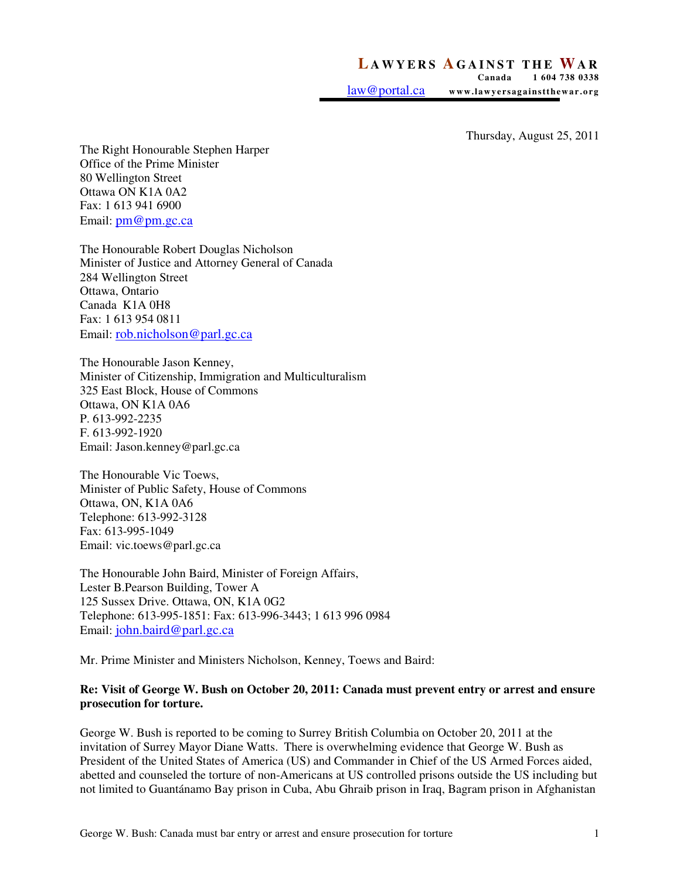**LAWYERS AGAINST THE WAR**
**Canada 1 604 738 0338**
law@portal.ca www.lawyersagainstthewar.org

Thursday, August 25, 2011

The Right Honourable Stephen Harper
Office of the Prime Minister
80 Wellington Street
Ottawa ON K1A 0A2
Fax: 1 613 941 6900
Email: pm@pm.gc.ca

The Honourable Robert Douglas Nicholson
Minister of Justice and Attorney General of Canada
284 Wellington Street
Ottawa, Ontario
Canada K1A 0H8
Fax: 1 613 954 0811
Email: rob.nicholson@parl.gc.ca

The Honourable Jason Kenney,
Minister of Citizenship, Immigration and Multiculturalism
325 East Block, House of Commons
Ottawa, ON K1A 0A6
P. 613-992-2235
F. 613-992-1920
Email: Jason.kenney@parl.gc.ca

The Honourable Vic Toews,
Minister of Public Safety, House of Commons
Ottawa, ON, K1A 0A6
Telephone: 613-992-3128
Fax: 613-995-1049
Email: vic.toews@parl.gc.ca

The Honourable John Baird, Minister of Foreign Affairs,
Lester B.Pearson Building, Tower A
125 Sussex Drive. Ottawa, ON, K1A 0G2
Telephone: 613-995-1851: Fax: 613-996-3443; 1 613 996 0984
Email: john.baird@parl.gc.ca

Mr. Prime Minister and Ministers Nicholson, Kenney, Toews and Baird:

**Re: Visit of George W. Bush on October 20, 2011: Canada must prevent entry or arrest and ensure prosecution for torture.**

George W. Bush is reported to be coming to Surrey British Columbia on October 20, 2011 at the invitation of Surrey Mayor Diane Watts. There is overwhelming evidence that George W. Bush as President of the United States of America (US) and Commander in Chief of the US Armed Forces aided, abetted and counseled the torture of non-Americans at US controlled prisons outside the US including but not limited to Guantánamo Bay prison in Cuba, Abu Ghraib prison in Iraq, Bagram prison in Afghanistan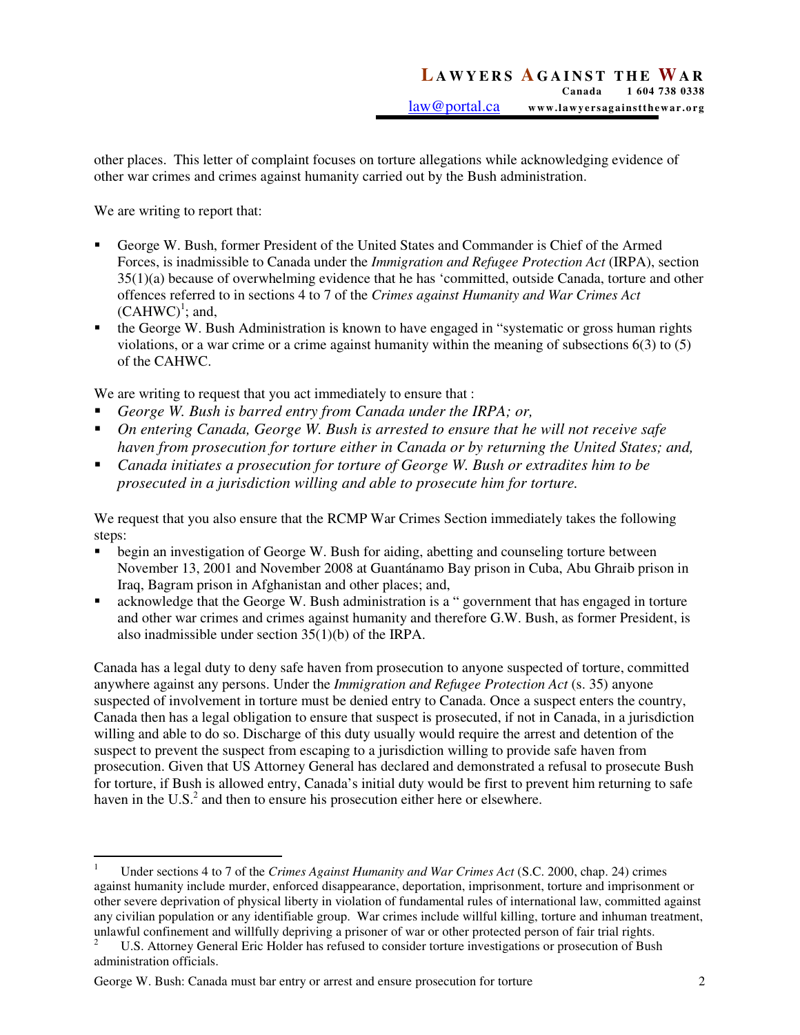other places. This letter of complaint focuses on torture allegations while acknowledging evidence of other war crimes and crimes against humanity carried out by the Bush administration.

We are writing to report that:

- George W. Bush, former President of the United States and Commander is Chief of the Armed Forces, is inadmissible to Canada under the *Immigration and Refugee Protection Act* (IRPA), section 35(1)(a) because of overwhelming evidence that he has 'committed, outside Canada, torture and other offences referred to in sections 4 to 7 of the *Crimes against Humanity and War Crimes Act* (CAHWC)[1]; and,
- the George W. Bush Administration is known to have engaged in "systematic or gross human rights violations, or a war crime or a crime against humanity within the meaning of subsections 6(3) to (5) of the CAHWC.

We are writing to request that you act immediately to ensure that :

- *George W. Bush is barred entry from Canada under the IRPA; or,*
- *On entering Canada, George W. Bush is arrested to ensure that he will not receive safe haven from prosecution for torture either in Canada or by returning the United States; and,*
- *Canada initiates a prosecution for torture of George W. Bush or extradites him to be prosecuted in a jurisdiction willing and able to prosecute him for torture.*

We request that you also ensure that the RCMP War Crimes Section immediately takes the following steps:

- begin an investigation of George W. Bush for aiding, abetting and counseling torture between November 13, 2001 and November 2008 at Guantánamo Bay prison in Cuba, Abu Ghraib prison in Iraq, Bagram prison in Afghanistan and other places; and,
- acknowledge that the George W. Bush administration is a " government that has engaged in torture and other war crimes and crimes against humanity and therefore G.W. Bush, as former President, is also inadmissible under section 35(1)(b) of the IRPA.

Canada has a legal duty to deny safe haven from prosecution to anyone suspected of torture, committed anywhere against any persons. Under the *Immigration and Refugee Protection Act* (s. 35) anyone suspected of involvement in torture must be denied entry to Canada. Once a suspect enters the country, Canada then has a legal obligation to ensure that suspect is prosecuted, if not in Canada, in a jurisdiction willing and able to do so. Discharge of this duty usually would require the arrest and detention of the suspect to prevent the suspect from escaping to a jurisdiction willing to provide safe haven from prosecution. Given that US Attorney General has declared and demonstrated a refusal to prosecute Bush for torture, if Bush is allowed entry, Canada's initial duty would be first to prevent him returning to safe haven in the U.S.[2] and then to ensure his prosecution either here or elsewhere.

---

[1] Under sections 4 to 7 of the *Crimes Against Humanity and War Crimes Act* (S.C. 2000, chap. 24) crimes against humanity include murder, enforced disappearance, deportation, imprisonment, torture and imprisonment or other severe deprivation of physical liberty in violation of fundamental rules of international law, committed against any civilian population or any identifiable group. War crimes include willful killing, torture and inhuman treatment, unlawful confinement and willfully depriving a prisoner of war or other protected person of fair trial rights.

[2] U.S. Attorney General Eric Holder has refused to consider torture investigations or prosecution of Bush administration officials.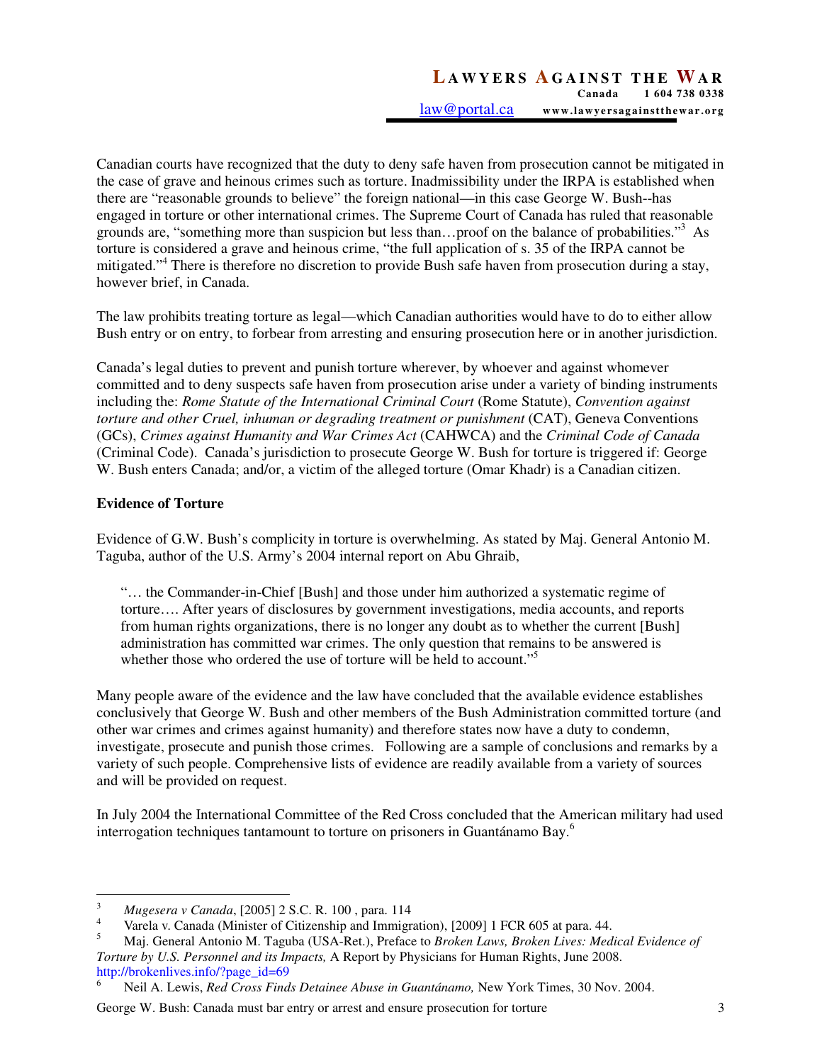Canadian courts have recognized that the duty to deny safe haven from prosecution cannot be mitigated in the case of grave and heinous crimes such as torture. Inadmissibility under the IRPA is established when there are "reasonable grounds to believe" the foreign national—in this case George W. Bush--has engaged in torture or other international crimes. The Supreme Court of Canada has ruled that reasonable grounds are, "something more than suspicion but less than…proof on the balance of probabilities."[3] As torture is considered a grave and heinous crime, "the full application of s. 35 of the IRPA cannot be mitigated."[4] There is therefore no discretion to provide Bush safe haven from prosecution during a stay, however brief, in Canada.

The law prohibits treating torture as legal—which Canadian authorities would have to do to either allow Bush entry or on entry, to forbear from arresting and ensuring prosecution here or in another jurisdiction.

Canada's legal duties to prevent and punish torture wherever, by whoever and against whomever committed and to deny suspects safe haven from prosecution arise under a variety of binding instruments including the: *Rome Statute of the International Criminal Court* (Rome Statute), *Convention against torture and other Cruel, inhuman or degrading treatment or punishment* (CAT), Geneva Conventions (GCs), *Crimes against Humanity and War Crimes Act* (CAHWCA) and the *Criminal Code of Canada* (Criminal Code). Canada's jurisdiction to prosecute George W. Bush for torture is triggered if: George W. Bush enters Canada; and/or, a victim of the alleged torture (Omar Khadr) is a Canadian citizen.

**Evidence of Torture**

Evidence of G.W. Bush's complicity in torture is overwhelming. As stated by Maj. General Antonio M. Taguba, author of the U.S. Army's 2004 internal report on Abu Ghraib,

> "… the Commander-in-Chief [Bush] and those under him authorized a systematic regime of torture…. After years of disclosures by government investigations, media accounts, and reports from human rights organizations, there is no longer any doubt as to whether the current [Bush] administration has committed war crimes. The only question that remains to be answered is whether those who ordered the use of torture will be held to account."[5]

Many people aware of the evidence and the law have concluded that the available evidence establishes conclusively that George W. Bush and other members of the Bush Administration committed torture (and other war crimes and crimes against humanity) and therefore states now have a duty to condemn, investigate, prosecute and punish those crimes. Following are a sample of conclusions and remarks by a variety of such people. Comprehensive lists of evidence are readily available from a variety of sources and will be provided on request.

In July 2004 the International Committee of the Red Cross concluded that the American military had used interrogation techniques tantamount to torture on prisoners in Guantánamo Bay.[6]

---

[3] *Mugesera v Canada*, [2005] 2 S.C. R. 100 , para. 114

[4] Varela v. Canada (Minister of Citizenship and Immigration), [2009] 1 FCR 605 at para. 44.

[5] Maj. General Antonio M. Taguba (USA-Ret.), Preface to *Broken Laws, Broken Lives: Medical Evidence of Torture by U.S. Personnel and its Impacts,* A Report by Physicians for Human Rights, June 2008. http://brokenlives.info/?page_id=69

[6] Neil A. Lewis, *Red Cross Finds Detainee Abuse in Guantánamo,* New York Times, 30 Nov. 2004.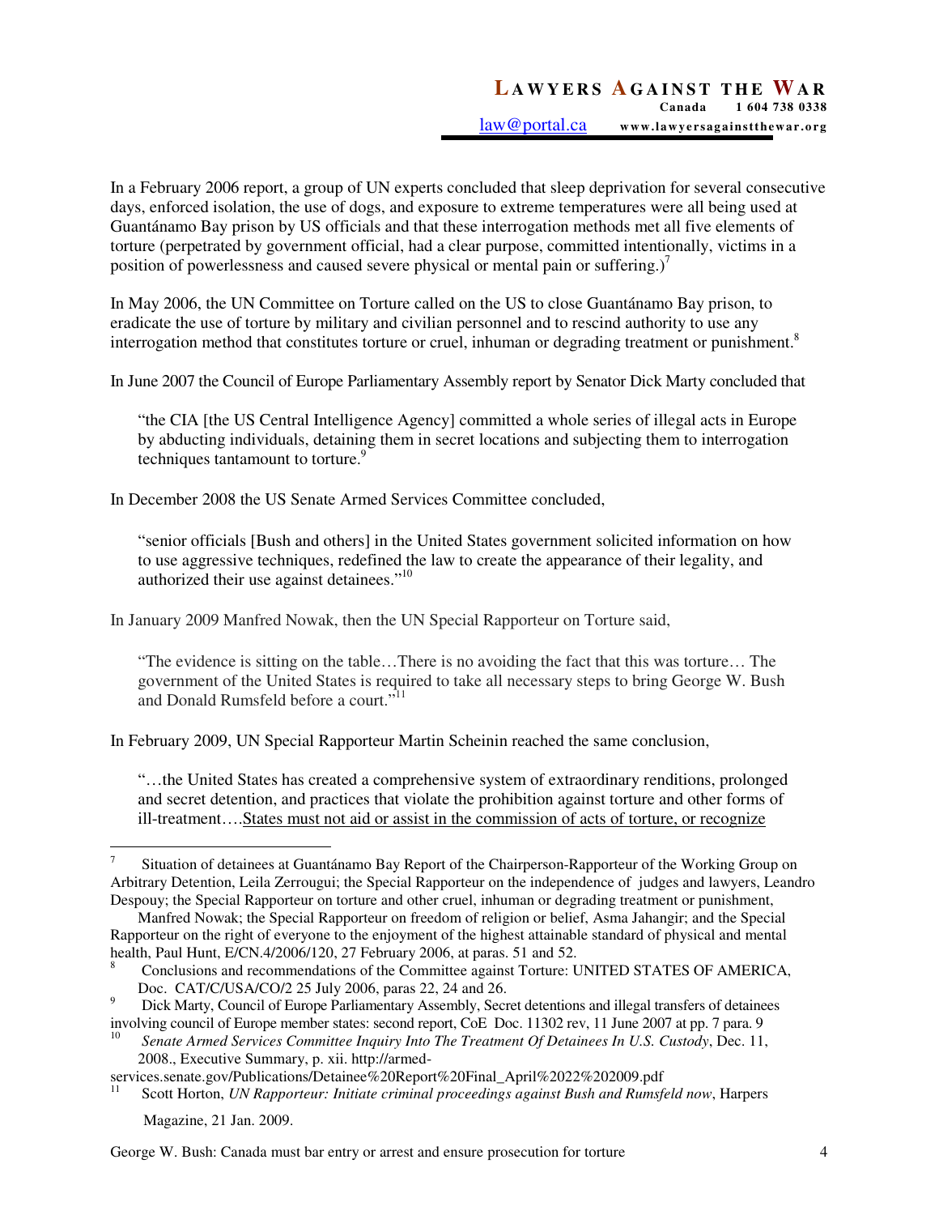In a February 2006 report, a group of UN experts concluded that sleep deprivation for several consecutive days, enforced isolation, the use of dogs, and exposure to extreme temperatures were all being used at Guantánamo Bay prison by US officials and that these interrogation methods met all five elements of torture (perpetrated by government official, had a clear purpose, committed intentionally, victims in a position of powerlessness and caused severe physical or mental pain or suffering.)[7]

In May 2006, the UN Committee on Torture called on the US to close Guantánamo Bay prison, to eradicate the use of torture by military and civilian personnel and to rescind authority to use any interrogation method that constitutes torture or cruel, inhuman or degrading treatment or punishment.[8]

In June 2007 the Council of Europe Parliamentary Assembly report by Senator Dick Marty concluded that

> "the CIA [the US Central Intelligence Agency] committed a whole series of illegal acts in Europe by abducting individuals, detaining them in secret locations and subjecting them to interrogation techniques tantamount to torture.[9]

In December 2008 the US Senate Armed Services Committee concluded,

> "senior officials [Bush and others] in the United States government solicited information on how to use aggressive techniques, redefined the law to create the appearance of their legality, and authorized their use against detainees."[10]

In January 2009 Manfred Nowak, then the UN Special Rapporteur on Torture said,

> "The evidence is sitting on the table…There is no avoiding the fact that this was torture… The government of the United States is required to take all necessary steps to bring George W. Bush and Donald Rumsfeld before a court."[11]

In February 2009, UN Special Rapporteur Martin Scheinin reached the same conclusion,

> "…the United States has created a comprehensive system of extraordinary renditions, prolonged and secret detention, and practices that violate the prohibition against torture and other forms of ill-treatment….<u>States must not aid or assist in the commission of acts of torture, or recognize</u>

---

[7] Situation of detainees at Guantánamo Bay Report of the Chairperson-Rapporteur of the Working Group on Arbitrary Detention, Leila Zerrougui; the Special Rapporteur on the independence of judges and lawyers, Leandro Despouy; the Special Rapporteur on torture and other cruel, inhuman or degrading treatment or punishment, Manfred Nowak; the Special Rapporteur on freedom of religion or belief, Asma Jahangir; and the Special Rapporteur on the right of everyone to the enjoyment of the highest attainable standard of physical and mental health, Paul Hunt, E/CN.4/2006/120, 27 February 2006, at paras. 51 and 52.

[8] Conclusions and recommendations of the Committee against Torture: UNITED STATES OF AMERICA, Doc. CAT/C/USA/CO/2 25 July 2006, paras 22, 24 and 26.

[9] Dick Marty, Council of Europe Parliamentary Assembly, Secret detentions and illegal transfers of detainees involving council of Europe member states: second report, CoE Doc. 11302 rev, 11 June 2007 at pp. 7 para. 9

[10] *Senate Armed Services Committee Inquiry Into The Treatment Of Detainees In U.S. Custody*, Dec. 11, 2008., Executive Summary, p. xii. http://armed-services.senate.gov/Publications/Detainee%20Report%20Final_April%2022%202009.pdf

[11] Scott Horton, *UN Rapporteur: Initiate criminal proceedings against Bush and Rumsfeld now*, Harpers Magazine, 21 Jan. 2009.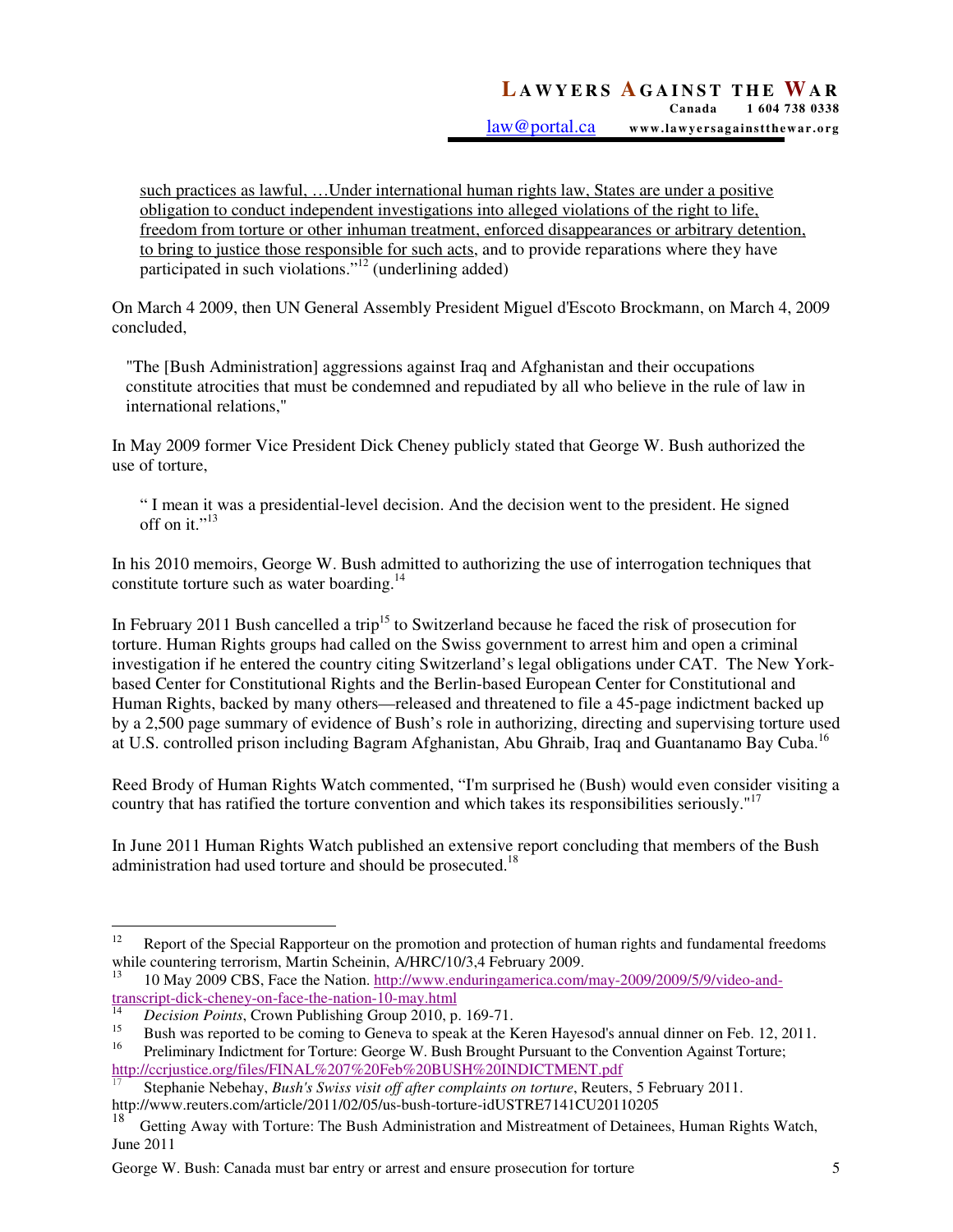such practices as lawful, …Under international human rights law, States are under a positive obligation to conduct independent investigations into alleged violations of the right to life, freedom from torture or other inhuman treatment, enforced disappearances or arbitrary detention, to bring to justice those responsible for such acts, and to provide reparations where they have participated in such violations."[12] (underlining added)

On March 4 2009, then UN General Assembly President Miguel d'Escoto Brockmann, on March 4, 2009 concluded,

> "The [Bush Administration] aggressions against Iraq and Afghanistan and their occupations constitute atrocities that must be condemned and repudiated by all who believe in the rule of law in international relations,"

In May 2009 former Vice President Dick Cheney publicly stated that George W. Bush authorized the use of torture,

> " I mean it was a presidential-level decision. And the decision went to the president. He signed off on it."[13]

In his 2010 memoirs, George W. Bush admitted to authorizing the use of interrogation techniques that constitute torture such as water boarding.[14]

In February 2011 Bush cancelled a trip[15] to Switzerland because he faced the risk of prosecution for torture. Human Rights groups had called on the Swiss government to arrest him and open a criminal investigation if he entered the country citing Switzerland's legal obligations under CAT. The New York-based Center for Constitutional Rights and the Berlin-based European Center for Constitutional and Human Rights, backed by many others—released and threatened to file a 45-page indictment backed up by a 2,500 page summary of evidence of Bush's role in authorizing, directing and supervising torture used at U.S. controlled prison including Bagram Afghanistan, Abu Ghraib, Iraq and Guantanamo Bay Cuba.[16]

Reed Brody of Human Rights Watch commented, "I'm surprised he (Bush) would even consider visiting a country that has ratified the torture convention and which takes its responsibilities seriously."[17]

In June 2011 Human Rights Watch published an extensive report concluding that members of the Bush administration had used torture and should be prosecuted.[18]

---

[12] Report of the Special Rapporteur on the promotion and protection of human rights and fundamental freedoms while countering terrorism, Martin Scheinin, A/HRC/10/3,4 February 2009.

[13] 10 May 2009 CBS, Face the Nation. http://www.enduringamerica.com/may-2009/2009/5/9/video-and-transcript-dick-cheney-on-face-the-nation-10-may.html

[14] *Decision Points*, Crown Publishing Group 2010, p. 169-71.

[15] Bush was reported to be coming to Geneva to speak at the Keren Hayesod's annual dinner on Feb. 12, 2011.

[16] Preliminary Indictment for Torture: George W. Bush Brought Pursuant to the Convention Against Torture; http://ccrjustice.org/files/FINAL%207%20Feb%20BUSH%20INDICTMENT.pdf

[17] Stephanie Nebehay, *Bush's Swiss visit off after complaints on torture*, Reuters, 5 February 2011. http://www.reuters.com/article/2011/02/05/us-bush-torture-idUSTRE7141CU20110205

[18] Getting Away with Torture: The Bush Administration and Mistreatment of Detainees, Human Rights Watch, June 2011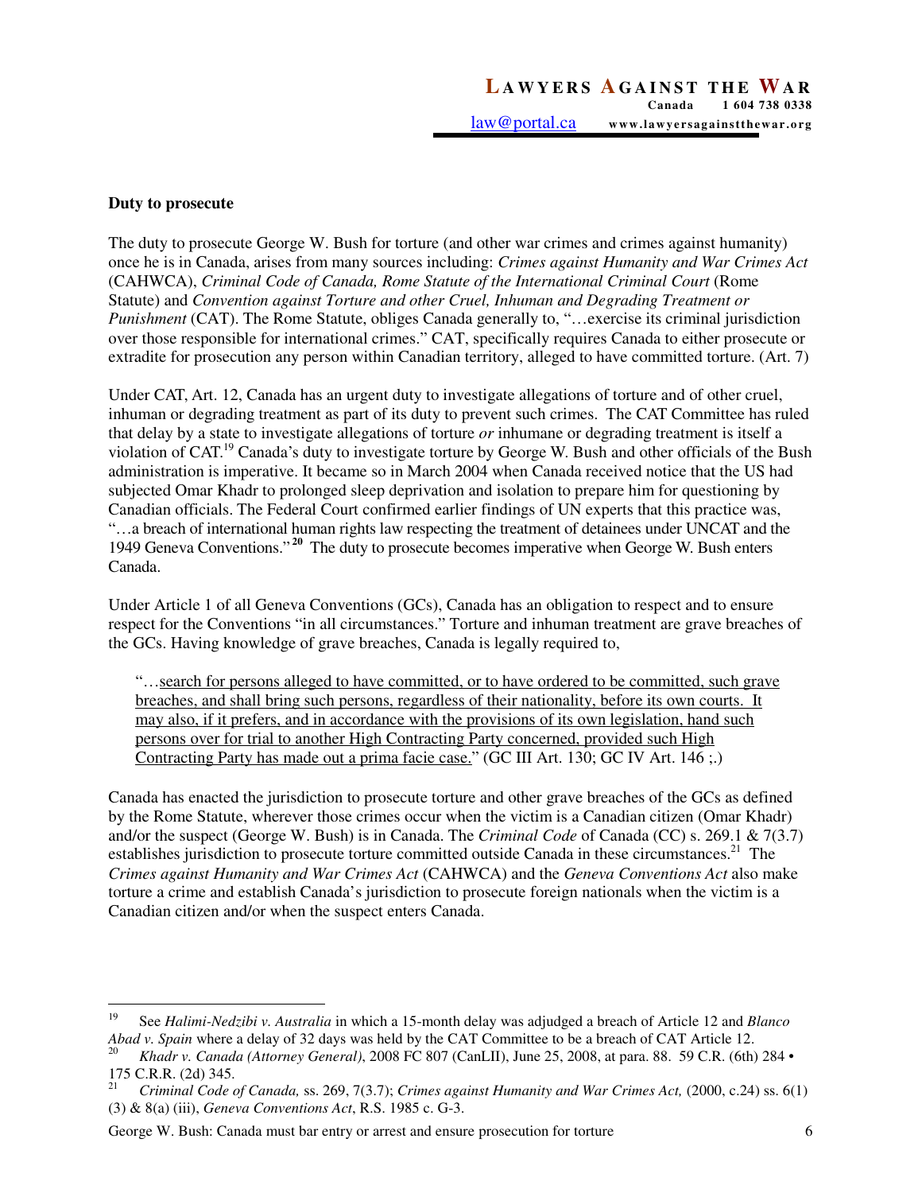**Duty to prosecute**

The duty to prosecute George W. Bush for torture (and other war crimes and crimes against humanity) once he is in Canada, arises from many sources including: *Crimes against Humanity and War Crimes Act* (CAHWCA), *Criminal Code of Canada, Rome Statute of the International Criminal Court* (Rome Statute) and *Convention against Torture and other Cruel, Inhuman and Degrading Treatment or Punishment* (CAT). The Rome Statute, obliges Canada generally to, "…exercise its criminal jurisdiction over those responsible for international crimes." CAT, specifically requires Canada to either prosecute or extradite for prosecution any person within Canadian territory, alleged to have committed torture. (Art. 7)

Under CAT, Art. 12, Canada has an urgent duty to investigate allegations of torture and of other cruel, inhuman or degrading treatment as part of its duty to prevent such crimes. The CAT Committee has ruled that delay by a state to investigate allegations of torture *or* inhumane or degrading treatment is itself a violation of CAT.[19] Canada's duty to investigate torture by George W. Bush and other officials of the Bush administration is imperative. It became so in March 2004 when Canada received notice that the US had subjected Omar Khadr to prolonged sleep deprivation and isolation to prepare him for questioning by Canadian officials. The Federal Court confirmed earlier findings of UN experts that this practice was, "…a breach of international human rights law respecting the treatment of detainees under UNCAT and the 1949 Geneva Conventions."[20] The duty to prosecute becomes imperative when George W. Bush enters Canada.

Under Article 1 of all Geneva Conventions (GCs), Canada has an obligation to respect and to ensure respect for the Conventions "in all circumstances." Torture and inhuman treatment are grave breaches of the GCs. Having knowledge of grave breaches, Canada is legally required to,

> "…<u>search for persons alleged to have committed, or to have ordered to be committed, such grave breaches, and shall bring such persons, regardless of their nationality, before its own courts. It may also, if it prefers, and in accordance with the provisions of its own legislation, hand such persons over for trial to another High Contracting Party concerned, provided such High Contracting Party has made out a prima facie case.</u>" (GC III Art. 130; GC IV Art. 146 ;.)

Canada has enacted the jurisdiction to prosecute torture and other grave breaches of the GCs as defined by the Rome Statute, wherever those crimes occur when the victim is a Canadian citizen (Omar Khadr) and/or the suspect (George W. Bush) is in Canada. The *Criminal Code* of Canada (CC) s. 269.1 & 7(3.7) establishes jurisdiction to prosecute torture committed outside Canada in these circumstances.[21] The *Crimes against Humanity and War Crimes Act* (CAHWCA) and the *Geneva Conventions Act* also make torture a crime and establish Canada's jurisdiction to prosecute foreign nationals when the victim is a Canadian citizen and/or when the suspect enters Canada.

---

[19] See *Halimi-Nedzibi v. Australia* in which a 15-month delay was adjudged a breach of Article 12 and *Blanco Abad v. Spain* where a delay of 32 days was held by the CAT Committee to be a breach of CAT Article 12.

[20] *Khadr v. Canada (Attorney General)*, 2008 FC 807 (CanLII), June 25, 2008, at para. 88. 59 C.R. (6th) 284 • 175 C.R.R. (2d) 345.

[21] *Criminal Code of Canada,* ss. 269, 7(3.7); *Crimes against Humanity and War Crimes Act,* (2000, c.24) ss. 6(1) (3) & 8(a) (iii), *Geneva Conventions Act*, R.S. 1985 c. G-3.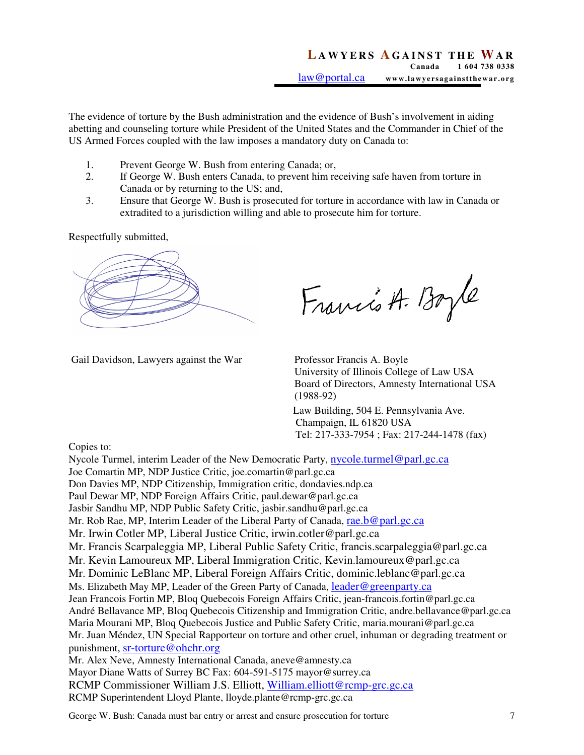**LAWYERS AGAINST THE WAR**
Canada 1 604 738 0338
law@portal.ca www.lawyersagainstthewar.org

The evidence of torture by the Bush administration and the evidence of Bush's involvement in aiding abetting and counseling torture while President of the United States and the Commander in Chief of the US Armed Forces coupled with the law imposes a mandatory duty on Canada to:

1. Prevent George W. Bush from entering Canada; or,
2. If George W. Bush enters Canada, to prevent him receiving safe haven from torture in Canada or by returning to the US; and,
3. Ensure that George W. Bush is prosecuted for torture in accordance with law in Canada or extradited to a jurisdiction willing and able to prosecute him for torture.

Respectfully submitted,

Francis A. Boyle

Gail Davidson, Lawyers against the War

Professor Francis A. Boyle
University of Illinois College of Law USA
Board of Directors, Amnesty International USA (1988-92)
Law Building, 504 E. Pennsylvania Ave.
Champaign, IL 61820 USA
Tel: 217-333-7954 ; Fax: 217-244-1478 (fax)

Copies to:
Nycole Turmel, interim Leader of the New Democratic Party, nycole.turmel@parl.gc.ca
Joe Comartin MP, NDP Justice Critic, joe.comartin@parl.gc.ca
Don Davies MP, NDP Citizenship, Immigration critic, dondavies.ndp.ca
Paul Dewar MP, NDP Foreign Affairs Critic, paul.dewar@parl.gc.ca
Jasbir Sandhu MP, NDP Public Safety Critic, jasbir.sandhu@parl.gc.ca
Mr. Rob Rae, MP, Interim Leader of the Liberal Party of Canada, rae.b@parl.gc.ca
Mr. Irwin Cotler MP, Liberal Justice Critic, irwin.cotler@parl.gc.ca
Mr. Francis Scarpaleggia MP, Liberal Public Safety Critic, francis.scarpaleggia@parl.gc.ca
Mr. Kevin Lamoureux MP, Liberal Immigration Critic, Kevin.lamoureux@parl.gc.ca
Mr. Dominic LeBlanc MP, Liberal Foreign Affairs Critic, dominic.leblanc@parl.gc.ca
Ms. Elizabeth May MP, Leader of the Green Party of Canada, leader@greenparty.ca
Jean Francois Fortin MP, Bloq Quebecois Foreign Affairs Critic, jean-francois.fortin@parl.gc.ca
André Bellavance MP, Bloq Quebecois Citizenship and Immigration Critic, andre.bellavance@parl.gc.ca
Maria Mourani MP, Bloq Quebecois Justice and Public Safety Critic, maria.mourani@parl.gc.ca
Mr. Juan Méndez, UN Special Rapporteur on torture and other cruel, inhuman or degrading treatment or punishment, sr-torture@ohchr.org
Mr. Alex Neve, Amnesty International Canada, aneve@amnesty.ca
Mayor Diane Watts of Surrey BC Fax: 604-591-5175 mayor@surey.ca
RCMP Commissioner William J.S. Elliott, William.elliott@rcmp-grc.gc.ca
RCMP Superintendent Lloyd Plante, lloyde.plante@rcmp-grc.gc.ca